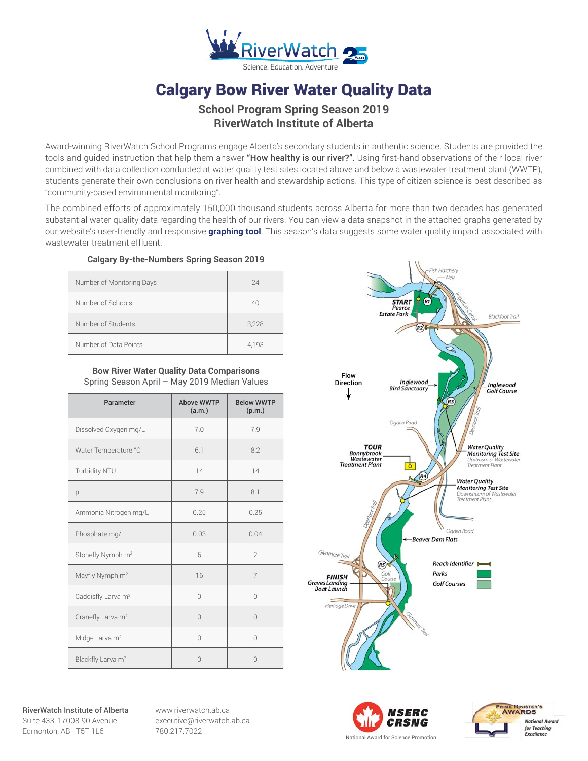# Calgary Bow River Water Quality Data

## School Program Spring Season 2019
## RiverWatch Institute of Alberta

Award-winning RiverWatch School Programs engage Alberta's secondary students in authentic science. Students are provided the tools and guided instruction that help them answer **"How healthy is our river?"**. Using first-hand observations of their local river combined with data collection conducted at water quality test sites located above and below a wastewater treatment plant (WWTP), students generate their own conclusions on river health and stewardship actions. This type of citizen science is best described as "community-based environmental monitoring".

The combined efforts of approximately 150,000 thousand students across Alberta for more than two decades has generated substantial water quality data regarding the health of our rivers. You can view a data snapshot in the attached graphs generated by our website's user-friendly and responsive **graphing tool**. This season's data suggests some water quality impact associated with wastewater treatment effluent.

### Calgary By-the-Numbers Spring Season 2019

| | |
|---|---|
| Number of Monitoring Days | 24 |
| Number of Schools | 40 |
| Number of Students | 3,228 |
| Number of Data Points | 4,193 |

### Bow River Water Quality Data Comparisons
Spring Season April – May 2019 Median Values

| Parameter | Above WWTP (a.m.) | Below WWTP (p.m.) |
|---|---|---|
| Dissolved Oxygen mg/L | 7.0 | 7.9 |
| Water Temperature °C | 6.1 | 8.2 |
| Turbidity NTU | 14 | 14 |
| pH | 7.9 | 8.1 |
| Ammonia Nitrogen mg/L | 0.25 | 0.25 |
| Phosphate mg/L | 0.03 | 0.04 |
| Stonefly Nymph $m^2$ | 6 | 2 |
| Mayfly Nymph $m^2$ | 16 | 7 |
| Caddisfly Larva $m^2$ | 0 | 0 |
| Cranefly Larva $m^2$ | 0 | 0 |
| Midge Larva $m^2$ | 0 | 0 |
| Blackfly Larva $m^2$ | 0 | 0 |

RiverWatch Institute of Alberta
Suite 433, 17008-90 Avenue
Edmonton, AB T5T 1L6

www.riverwatch.ab.ca
executive@riverwatch.ab.ca
780.217.7022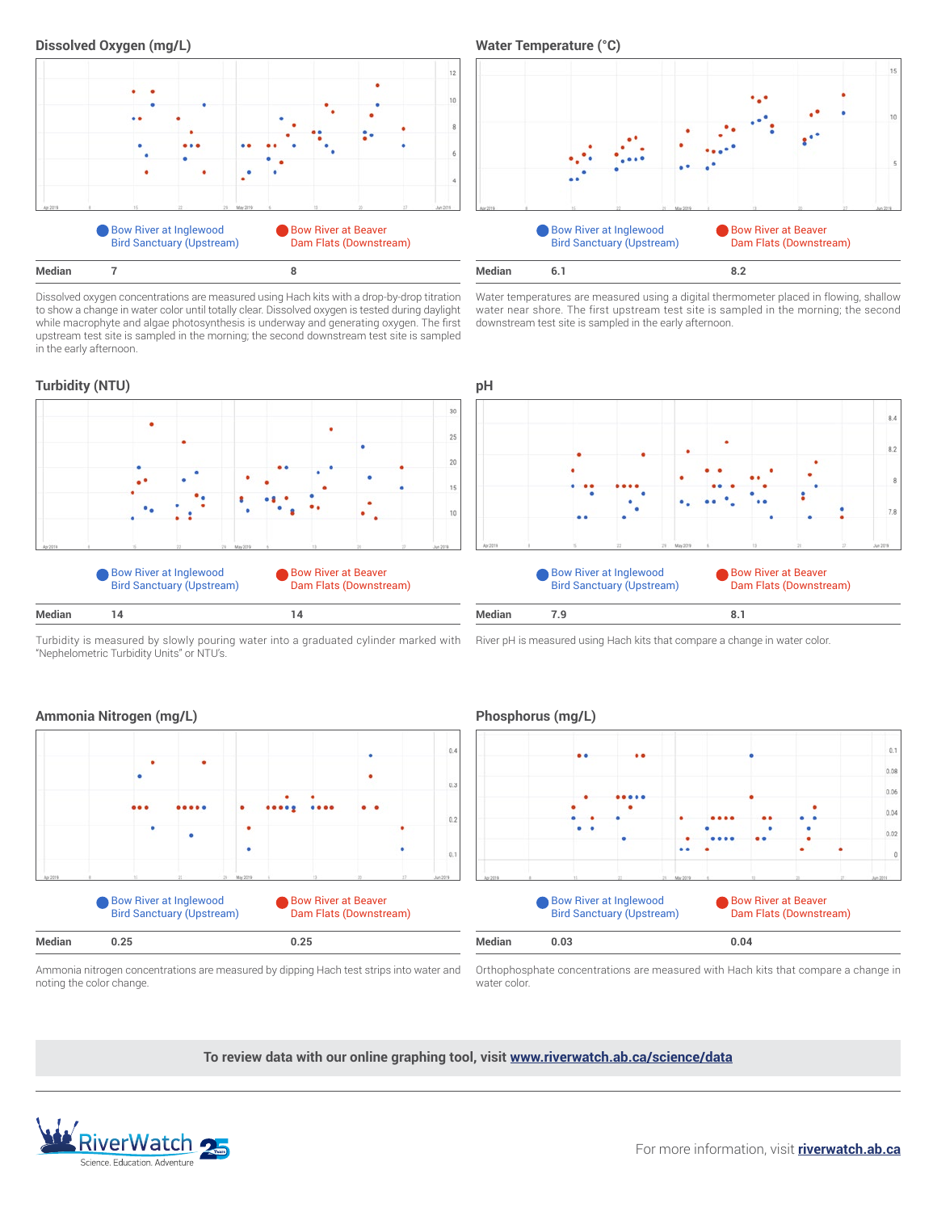## Dissolved Oxygen (mg/L)

Bow River at Inglewood Bird Sanctuary (Upstream) | Bow River at Beaver Dam Flats (Downstream)

| Median | 7 | 8 |
|---|---|---|

Dissolved oxygen concentrations are measured using Hach kits with a drop-by-drop titration to show a change in water color until totally clear. Dissolved oxygen is tested during daylight while macrophyte and algae photosynthesis is underway and generating oxygen. The first upstream test site is sampled in the morning; the second downstream test site is sampled in the early afternoon.

## Water Temperature (°C)

Bow River at Inglewood Bird Sanctuary (Upstream) | Bow River at Beaver Dam Flats (Downstream)

| Median | 6.1 | 8.2 |
|---|---|---|

Water temperatures are measured using a digital thermometer placed in flowing, shallow water near shore. The first upstream test site is sampled in the morning; the second downstream test site is sampled in the early afternoon.

## Turbidity (NTU)

Bow River at Inglewood Bird Sanctuary (Upstream) | Bow River at Beaver Dam Flats (Downstream)

| Median | 14 | 14 |
|---|---|---|

Turbidity is measured by slowly pouring water into a graduated cylinder marked with "Nephelometric Turbidity Units" or NTU's.

## pH

Bow River at Inglewood Bird Sanctuary (Upstream) | Bow River at Beaver Dam Flats (Downstream)

| Median | 7.9 | 8.1 |
|---|---|---|

River pH is measured using Hach kits that compare a change in water color.

## Ammonia Nitrogen (mg/L)

Bow River at Inglewood Bird Sanctuary (Upstream) | Bow River at Beaver Dam Flats (Downstream)

| Median | 0.25 | 0.25 |
|---|---|---|

Ammonia nitrogen concentrations are measured by dipping Hach test strips into water and noting the color change.

## Phosphorus (mg/L)

Bow River at Inglewood Bird Sanctuary (Upstream) | Bow River at Beaver Dam Flats (Downstream)

| Median | 0.03 | 0.04 |
|---|---|---|

Orthophosphate concentrations are measured with Hach kits that compare a change in water color.

**To review data with our online graphing tool, visit [www.riverwatch.ab.ca/science/data](www.riverwatch.ab.ca/science/data)**

RiverWatch — Science. Education. Adventure — 25 Years

For more information, visit **riverwatch.ab.ca**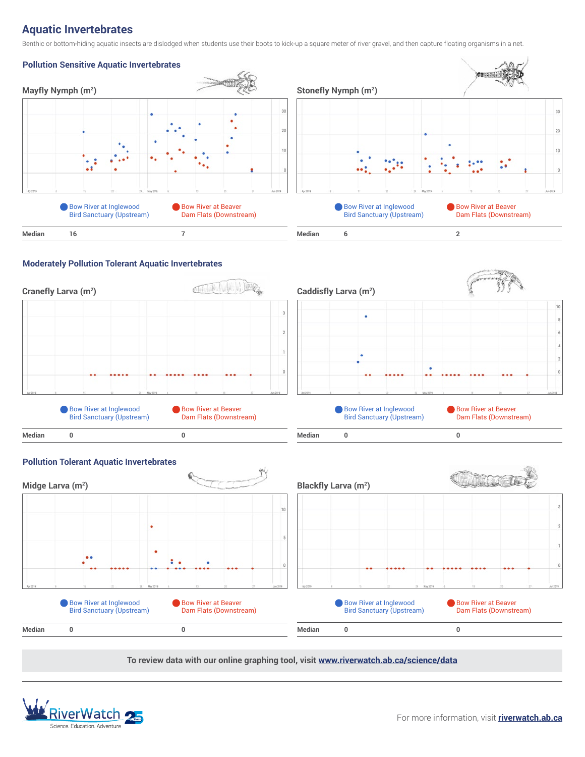# Aquatic Invertebrates

Benthic or bottom-hiding aquatic insects are dislodged when students use their boots to kick-up a square meter of river gravel, and then capture floating organisms in a net.

## Pollution Sensitive Aquatic Invertebrates

### Mayfly Nymph (m²)

30
20
10
0

Apr 2019 8 15 22 29 May 2019 6 13 20 27 Jun 2019

Bow River at Inglewood Bird Sanctuary (Upstream)

Bow River at Beaver Dam Flats (Downstream)

| | | |
|---|---|---|
| Median | 16 | 7 |

### Stonefly Nymph (m²)

30
20
10
0

Apr 2019 8 15 22 29 May 2019 6 13 20 27 Jun 2019

Bow River at Inglewood Bird Sanctuary (Upstream)

Bow River at Beaver Dam Flats (Downstream)

| | | |
|---|---|---|
| Median | 6 | 2 |

## Moderately Pollution Tolerant Aquatic Invertebrates

### Cranefly Larva (m²)

3
2
1
0

Apr 2019 8 15 22 29 May 2019 6 13 20 27 Jun 2019

Bow River at Inglewood Bird Sanctuary (Upstream)

Bow River at Beaver Dam Flats (Downstream)

| | | |
|---|---|---|
| Median | 0 | 0 |

### Caddisfly Larva (m²)

10
8
6
4
2
0

Apr 2019 8 15 22 29 May 2019 6 13 20 27 Jun 2019

Bow River at Inglewood Bird Sanctuary (Upstream)

Bow River at Beaver Dam Flats (Downstream)

| | | |
|---|---|---|
| Median | 0 | 0 |

## Pollution Tolerant Aquatic Invertebrates

### Midge Larva (m²)

10
5
0

Apr 2019 8 15 22 29 May 2019 6 13 20 27 Jun 2019

Bow River at Inglewood Bird Sanctuary (Upstream)

Bow River at Beaver Dam Flats (Downstream)

| | | |
|---|---|---|
| Median | 0 | 0 |

### Blackfly Larva (m²)

3
2
1
0

Apr 2019 8 15 22 29 May 2019 6 13 20 27 Jun 2019

Bow River at Inglewood Bird Sanctuary (Upstream)

Bow River at Beaver Dam Flats (Downstream)

| | | |
|---|---|---|
| Median | 0 | 0 |

**To review data with our online graphing tool, visit [www.riverwatch.ab.ca/science/data](www.riverwatch.ab.ca/science/data)**

RiverWatch 25 Years

Science. Education. Adventure

For more information, visit **riverwatch.ab.ca**